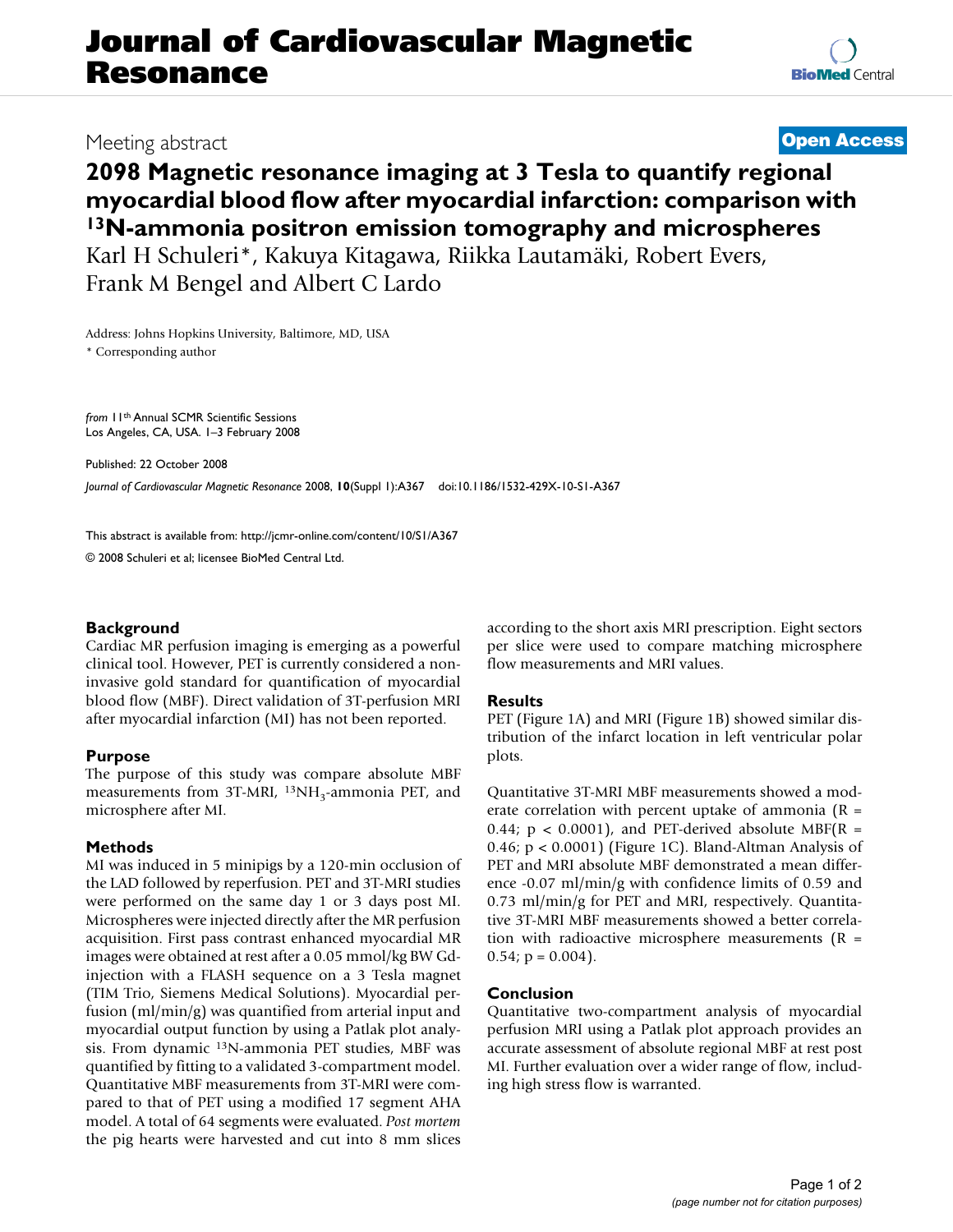# Journal of Cardiovascular Magnetic Resonance

Meeting abstract

**Open Access**

## 2098 Magnetic resonance imaging at 3 Tesla to quantify regional myocardial blood flow after myocardial infarction: comparison with $^{13}$N-ammonia positron emission tomography and microspheres

Karl H Schuleri*, Kakuya Kitagawa, Riikka Lautamäki, Robert Evers, Frank M Bengel and Albert C Lardo

Address: Johns Hopkins University, Baltimore, MD, USA

\* Corresponding author

*from* 11th Annual SCMR Scientific Sessions
Los Angeles, CA, USA. 1–3 February 2008

Published: 22 October 2008

*Journal of Cardiovascular Magnetic Resonance* 2008, **10**(Suppl 1):A367 doi:10.1186/1532-429X-10-S1-A367

This abstract is available from: http://jcmr-online.com/content/10/S1/A367

© 2008 Schuleri et al; licensee BioMed Central Ltd.

### Background

Cardiac MR perfusion imaging is emerging as a powerful clinical tool. However, PET is currently considered a non-invasive gold standard for quantification of myocardial blood flow (MBF). Direct validation of 3T-perfusion MRI after myocardial infarction (MI) has not been reported.

### Purpose

The purpose of this study was compare absolute MBF measurements from 3T-MRI, $^{13}NH_3$-ammonia PET, and microsphere after MI.

### Methods

MI was induced in 5 minipigs by a 120-min occlusion of the LAD followed by reperfusion. PET and 3T-MRI studies were performed on the same day 1 or 3 days post MI. Microspheres were injected directly after the MR perfusion acquisition. First pass contrast enhanced myocardial MR images were obtained at rest after a 0.05 mmol/kg BW Gd-injection with a FLASH sequence on a 3 Tesla magnet (TIM Trio, Siemens Medical Solutions). Myocardial perfusion (ml/min/g) was quantified from arterial input and myocardial output function by using a Patlak plot analysis. From dynamic $^{13}$N-ammonia PET studies, MBF was quantified by fitting to a validated 3-compartment model. Quantitative MBF measurements from 3T-MRI were compared to that of PET using a modified 17 segment AHA model. A total of 64 segments were evaluated. *Post mortem* the pig hearts were harvested and cut into 8 mm slices according to the short axis MRI prescription. Eight sectors per slice were used to compare matching microsphere flow measurements and MRI values.

### Results

PET (Figure 1A) and MRI (Figure 1B) showed similar distribution of the infarct location in left ventricular polar plots.

Quantitative 3T-MRI MBF measurements showed a moderate correlation with percent uptake of ammonia ($R = 0.44$; $p < 0.0001$), and PET-derived absolute MBF($R = 0.46$; $p < 0.0001$) (Figure 1C). Bland-Altman Analysis of PET and MRI absolute MBF demonstrated a mean difference -0.07 ml/min/g with confidence limits of 0.59 and 0.73 ml/min/g for PET and MRI, respectively. Quantitative 3T-MRI MBF measurements showed a better correlation with radioactive microsphere measurements ($R = 0.54$; $p = 0.004$).

### Conclusion

Quantitative two-compartment analysis of myocardial perfusion MRI using a Patlak plot approach provides an accurate assessment of absolute regional MBF at rest post MI. Further evaluation over a wider range of flow, including high stress flow is warranted.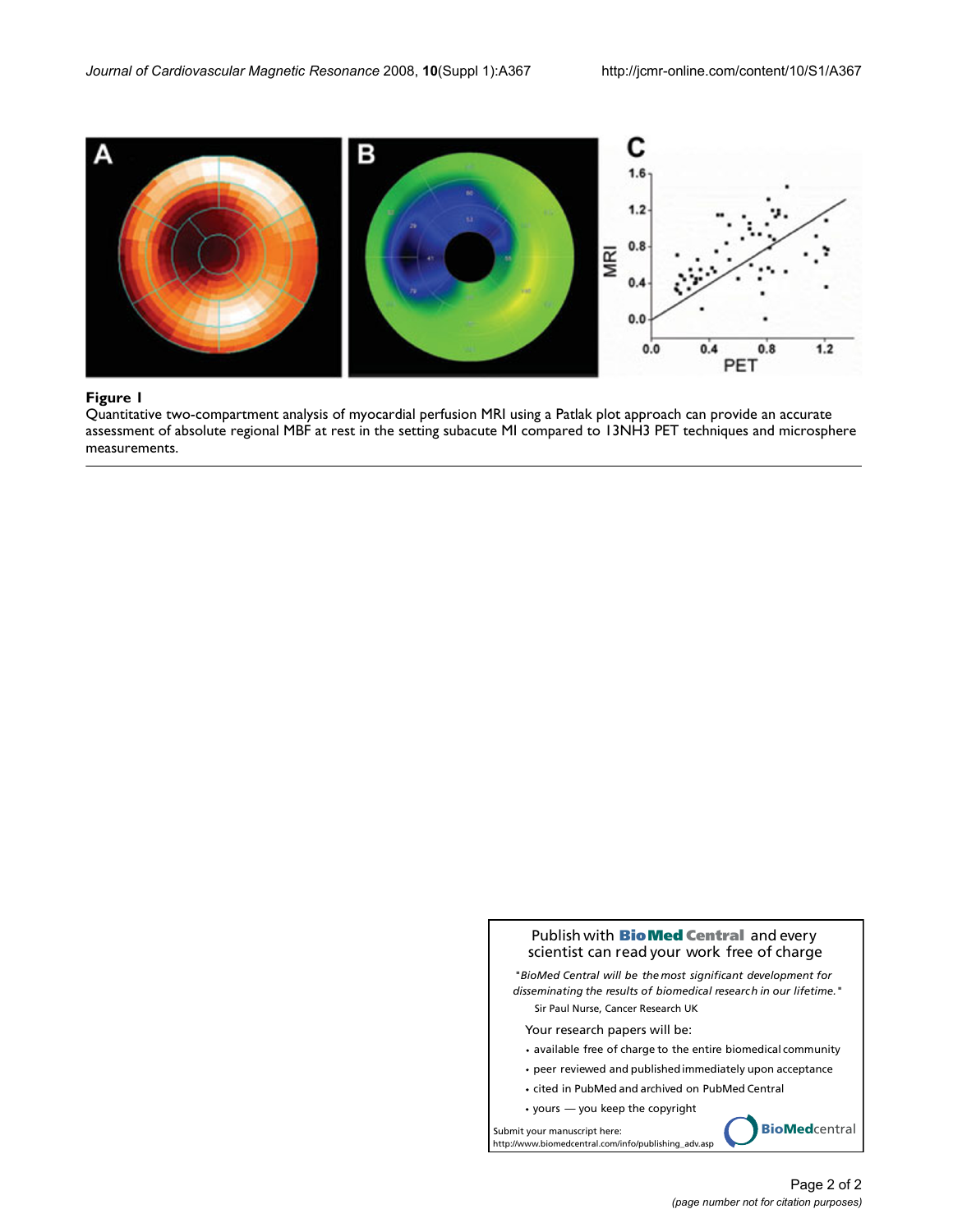A

B

C

1.6

1.2

0.8

0.4

0.0

MRI

0.0

0.4

0.8

1.2

PET

**Figure 1**

Quantitative two-compartment analysis of myocardial perfusion MRI using a Patlak plot approach can provide an accurate assessment of absolute regional MBF at rest in the setting subacute MI compared to 13NH3 PET techniques and microsphere measurements.

Publish with **BioMed Central** and every scientist can read your work free of charge

*"BioMed Central will be the most significant development for disseminating the results of biomedical research in our lifetime."*

Sir Paul Nurse, Cancer Research UK

Your research papers will be:

- available free of charge to the entire biomedical community
- peer reviewed and published immediately upon acceptance
- cited in PubMed and archived on PubMed Central
- yours — you keep the copyright

Submit your manuscript here:
http://www.biomedcentral.com/info/publishing_adv.asp

BioMedcentral